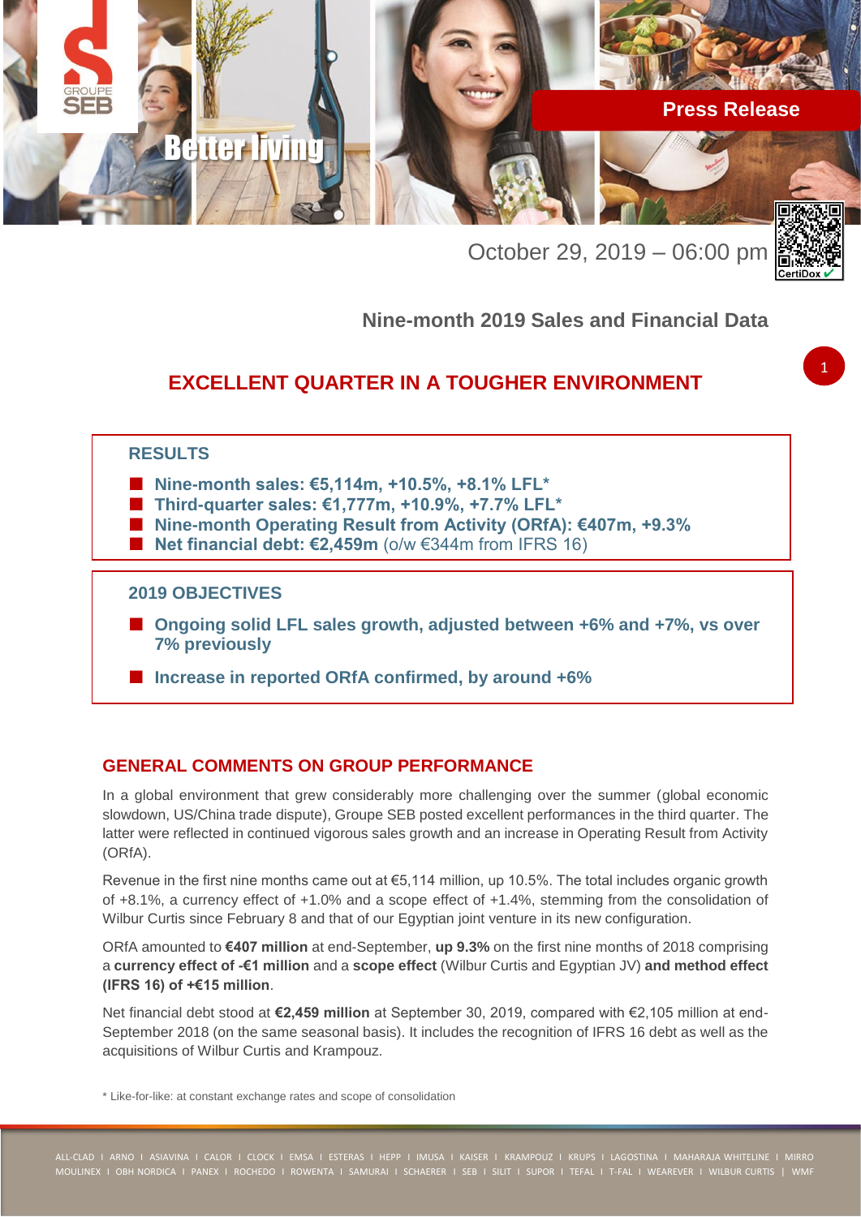Press Release

October 29, 2019 – 06:00 pm

### Nine-month 2019 Sales and Financial Data

# EXCELLENT QUARTER IN A TOUGHER ENVIRONMENT

## RESULTS

- **Nine-month sales: €5,114m, +10.5%, +8.1% LFL***
- **Third-quarter sales: €1,777m, +10.9%, +7.7% LFL***
- **Nine-month Operating Result from Activity (ORfA): €407m, +9.3%**
- **Net financial debt: €2,459m** (o/w €344m from IFRS 16)

## 2019 OBJECTIVES

- **Ongoing solid LFL sales growth, adjusted between +6% and +7%, vs over 7% previously**
- **Increase in reported ORfA confirmed, by around +6%**

## GENERAL COMMENTS ON GROUP PERFORMANCE

In a global environment that grew considerably more challenging over the summer (global economic slowdown, US/China trade dispute), Groupe SEB posted excellent performances in the third quarter. The latter were reflected in continued vigorous sales growth and an increase in Operating Result from Activity (ORfA).

Revenue in the first nine months came out at €5,114 million, up 10.5%. The total includes organic growth of +8.1%, a currency effect of +1.0% and a scope effect of +1.4%, stemming from the consolidation of Wilbur Curtis since February 8 and that of our Egyptian joint venture in its new configuration.

ORfA amounted to **€407 million** at end-September, **up 9.3%** on the first nine months of 2018 comprising a **currency effect of -€1 million** and a **scope effect** (Wilbur Curtis and Egyptian JV) **and method effect (IFRS 16) of +€15 million**.

Net financial debt stood at **€2,459 million** at September 30, 2019, compared with €2,105 million at end-September 2018 (on the same seasonal basis). It includes the recognition of IFRS 16 debt as well as the acquisitions of Wilbur Curtis and Krampouz.

\* Like-for-like: at constant exchange rates and scope of consolidation

ALL-CLAD I ARNO I ASIAVINA I CALOR I CLOCK I EMSA I ESTERAS I HEPP I IMUSA I KAISER I KRAMPOUZ I KRUPS I LAGOSTINA I MAHARAJA WHITELINE I MIRRO MOULINEX I OBH NORDICA I PANEX I ROCHEDO I ROWENTA I SAMURAI I SCHAERER I SEB I SILIT I SUPOR I TEFAL I T-FAL I WEAREVER I WILBUR CURTIS | WMF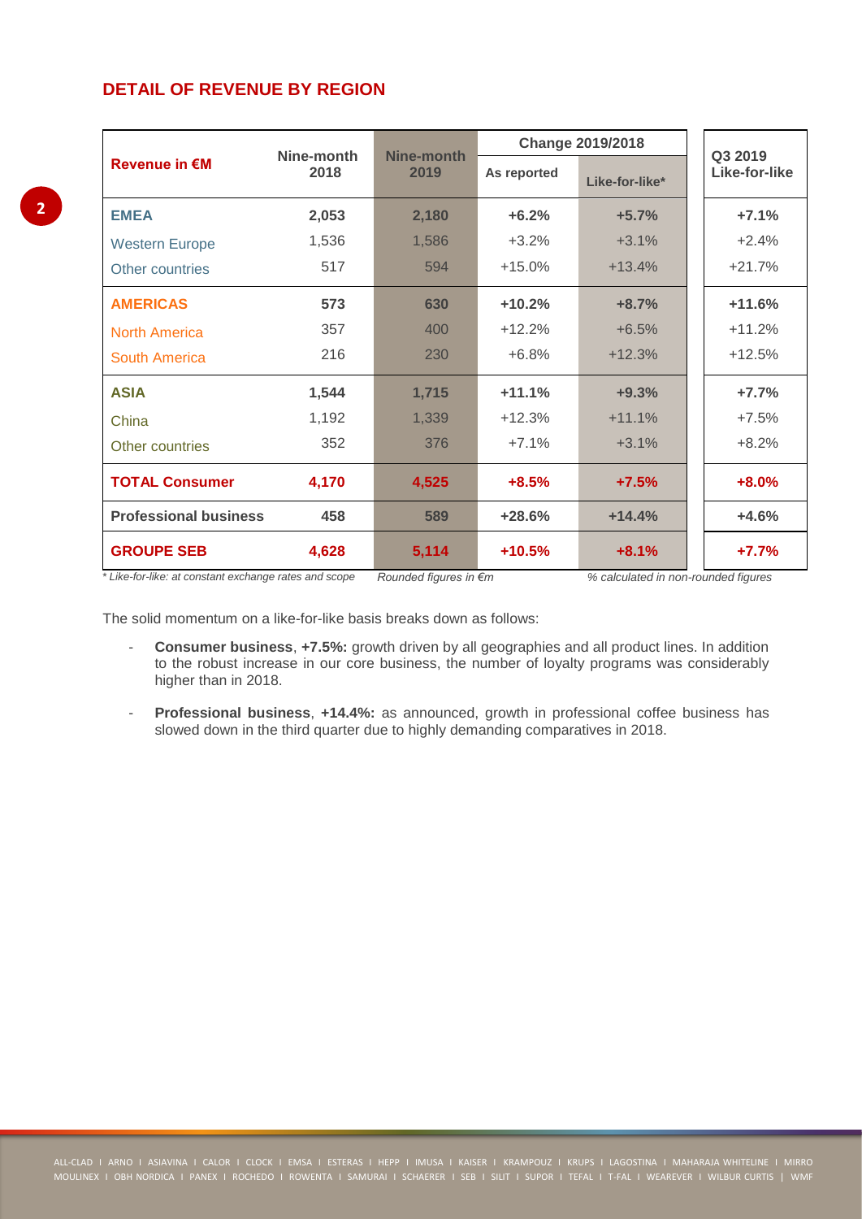## DETAIL OF REVENUE BY REGION

| Revenue in €M | Nine-month 2018 | Nine-month 2019 | Change 2019/2018 | | Q3 2019 Like-for-like |
|---|---|---|---|---|---|
| | | | As reported | Like-for-like* | |
| **EMEA** | **2,053** | **2,180** | **+6.2%** | **+5.7%** | **+7.1%** |
| Western Europe | 1,536 | 1,586 | +3.2% | +3.1% | +2.4% |
| Other countries | 517 | 594 | +15.0% | +13.4% | +21.7% |
| **AMERICAS** | **573** | **630** | **+10.2%** | **+8.7%** | **+11.6%** |
| North America | 357 | 400 | +12.2% | +6.5% | +11.2% |
| South America | 216 | 230 | +6.8% | +12.3% | +12.5% |
| **ASIA** | **1,544** | **1,715** | **+11.1%** | **+9.3%** | **+7.7%** |
| China | 1,192 | 1,339 | +12.3% | +11.1% | +7.5% |
| Other countries | 352 | 376 | +7.1% | +3.1% | +8.2% |
| **TOTAL Consumer** | **4,170** | **4,525** | **+8.5%** | **+7.5%** | **+8.0%** |
| **Professional business** | **458** | **589** | **+28.6%** | **+14.4%** | **+4.6%** |
| **GROUPE SEB** | **4,628** | **5,114** | **+10.5%** | **+8.1%** | **+7.7%** |

*\* Like-for-like: at constant exchange rates and scope* *Rounded figures in €m* *% calculated in non-rounded figures*

The solid momentum on a like-for-like basis breaks down as follows:

- **Consumer business**, **+7.5%:** growth driven by all geographies and all product lines. In addition to the robust increase in our core business, the number of loyalty programs was considerably higher than in 2018.
- **Professional business**, **+14.4%:** as announced, growth in professional coffee business has slowed down in the third quarter due to highly demanding comparatives in 2018.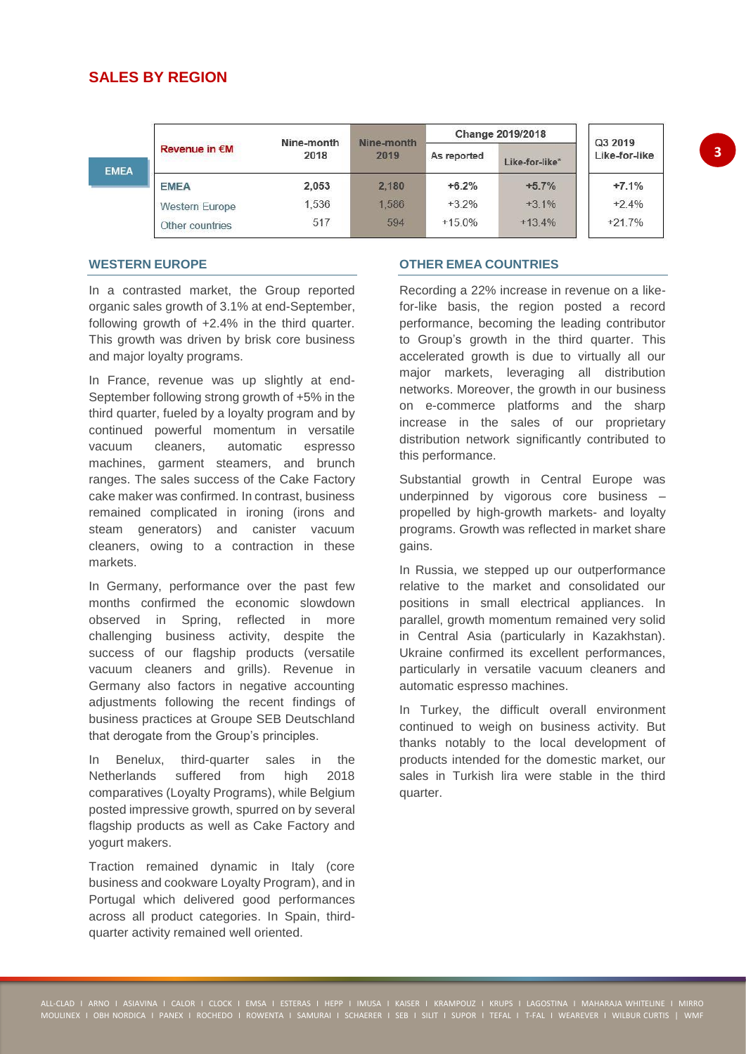## SALES BY REGION

EMEA

| Revenue in €M | Nine-month 2018 | Nine-month 2019 | Change 2019/2018 | | Q3 2019 Like-for-like |
|---|---|---|---|---|---|
| | | | As reported | Like-for-like* | |
| **EMEA** | **2,053** | **2,180** | **+6.2%** | **+5.7%** | **+7.1%** |
| Western Europe | 1,536 | 1,586 | +3.2% | +3.1% | +2.4% |
| Other countries | 517 | 594 | +15.0% | +13.4% | +21.7% |

### WESTERN EUROPE

In a contrasted market, the Group reported organic sales growth of 3.1% at end-September, following growth of +2.4% in the third quarter. This growth was driven by brisk core business and major loyalty programs.

In France, revenue was up slightly at end-September following strong growth of +5% in the third quarter, fueled by a loyalty program and by continued powerful momentum in versatile vacuum cleaners, automatic espresso machines, garment steamers, and brunch ranges. The sales success of the Cake Factory cake maker was confirmed. In contrast, business remained complicated in ironing (irons and steam generators) and canister vacuum cleaners, owing to a contraction in these markets.

In Germany, performance over the past few months confirmed the economic slowdown observed in Spring, reflected in more challenging business activity, despite the success of our flagship products (versatile vacuum cleaners and grills). Revenue in Germany also factors in negative accounting adjustments following the recent findings of business practices at Groupe SEB Deutschland that derogate from the Group's principles.

In Benelux, third-quarter sales in the Netherlands suffered from high 2018 comparatives (Loyalty Programs), while Belgium posted impressive growth, spurred on by several flagship products as well as Cake Factory and yogurt makers.

Traction remained dynamic in Italy (core business and cookware Loyalty Program), and in Portugal which delivered good performances across all product categories. In Spain, third-quarter activity remained well oriented.

### OTHER EMEA COUNTRIES

Recording a 22% increase in revenue on a like-for-like basis, the region posted a record performance, becoming the leading contributor to Group's growth in the third quarter. This accelerated growth is due to virtually all our major markets, leveraging all distribution networks. Moreover, the growth in our business on e-commerce platforms and the sharp increase in the sales of our proprietary distribution network significantly contributed to this performance.

Substantial growth in Central Europe was underpinned by vigorous core business – propelled by high-growth markets- and loyalty programs. Growth was reflected in market share gains.

In Russia, we stepped up our outperformance relative to the market and consolidated our positions in small electrical appliances. In parallel, growth momentum remained very solid in Central Asia (particularly in Kazakhstan). Ukraine confirmed its excellent performances, particularly in versatile vacuum cleaners and automatic espresso machines.

In Turkey, the difficult overall environment continued to weigh on business activity. But thanks notably to the local development of products intended for the domestic market, our sales in Turkish lira were stable in the third quarter.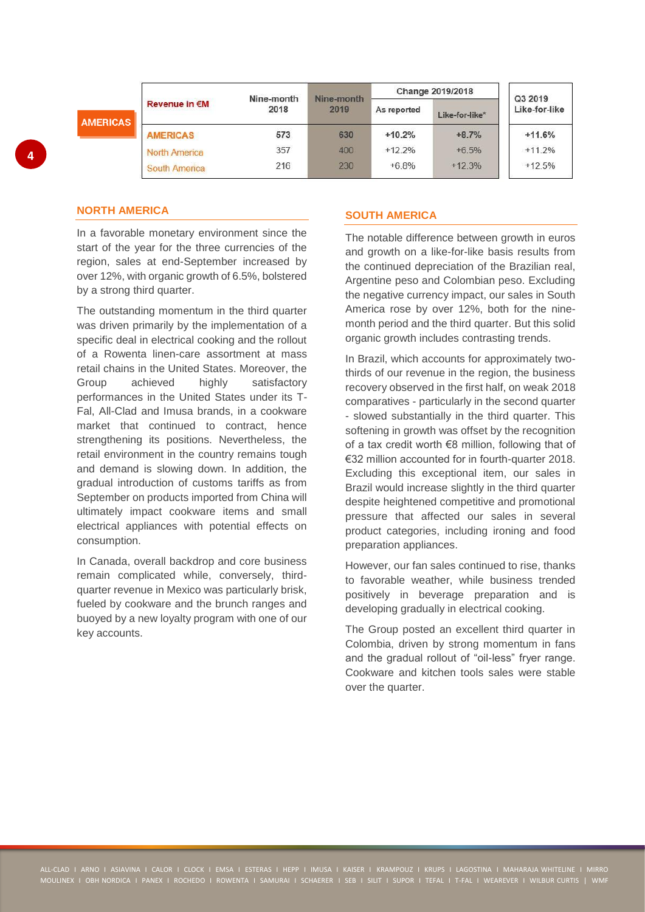**AMERICAS**

| Revenue in €M | Nine-month 2018 | Nine-month 2019 | Change 2019/2018 | | Q3 2019 Like-for-like |
|---|---|---|---|---|---|
| | | | As reported | Like-for-like* | |
| **AMERICAS** | **573** | **630** | **+10.2%** | **+8.7%** | **+11.6%** |
| North America | 357 | 400 | +12.2% | +6.5% | +11.2% |
| South America | 216 | 230 | +6.8% | +12.3% | +12.5% |

## NORTH AMERICA

In a favorable monetary environment since the start of the year for the three currencies of the region, sales at end-September increased by over 12%, with organic growth of 6.5%, bolstered by a strong third quarter.

The outstanding momentum in the third quarter was driven primarily by the implementation of a specific deal in electrical cooking and the rollout of a Rowenta linen-care assortment at mass retail chains in the United States. Moreover, the Group achieved highly satisfactory performances in the United States under its T-Fal, All-Clad and Imusa brands, in a cookware market that continued to contract, hence strengthening its positions. Nevertheless, the retail environment in the country remains tough and demand is slowing down. In addition, the gradual introduction of customs tariffs as from September on products imported from China will ultimately impact cookware items and small electrical appliances with potential effects on consumption.

In Canada, overall backdrop and core business remain complicated while, conversely, third-quarter revenue in Mexico was particularly brisk, fueled by cookware and the brunch ranges and buoyed by a new loyalty program with one of our key accounts.

## SOUTH AMERICA

The notable difference between growth in euros and growth on a like-for-like basis results from the continued depreciation of the Brazilian real, Argentine peso and Colombian peso. Excluding the negative currency impact, our sales in South America rose by over 12%, both for the nine-month period and the third quarter. But this solid organic growth includes contrasting trends.

In Brazil, which accounts for approximately two-thirds of our revenue in the region, the business recovery observed in the first half, on weak 2018 comparatives - particularly in the second quarter - slowed substantially in the third quarter. This softening in growth was offset by the recognition of a tax credit worth €8 million, following that of €32 million accounted for in fourth-quarter 2018. Excluding this exceptional item, our sales in Brazil would increase slightly in the third quarter despite heightened competitive and promotional pressure that affected our sales in several product categories, including ironing and food preparation appliances.

However, our fan sales continued to rise, thanks to favorable weather, while business trended positively in beverage preparation and is developing gradually in electrical cooking.

The Group posted an excellent third quarter in Colombia, driven by strong momentum in fans and the gradual rollout of "oil-less" fryer range. Cookware and kitchen tools sales were stable over the quarter.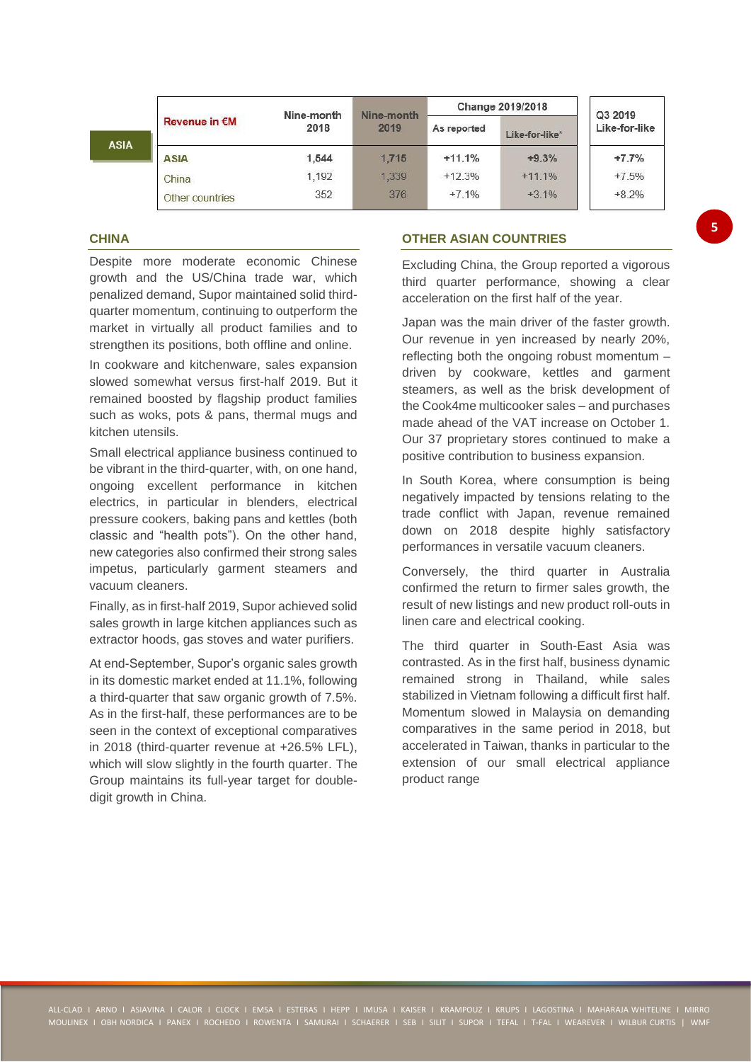## ASIA

| Revenue in €M | Nine-month 2018 | Nine-month 2019 | Change 2019/2018 | | Q3 2019 Like-for-like |
|---|---|---|---|---|---|
| | | | As reported | Like-for-like* | |
| **ASIA** | **1,544** | **1,715** | **+11.1%** | **+9.3%** | **+7.7%** |
| China | 1,192 | 1,339 | +12.3% | +11.1% | +7.5% |
| Other countries | 352 | 376 | +7.1% | +3.1% | +8.2% |

### CHINA

Despite more moderate economic Chinese growth and the US/China trade war, which penalized demand, Supor maintained solid third-quarter momentum, continuing to outperform the market in virtually all product families and to strengthen its positions, both offline and online.

In cookware and kitchenware, sales expansion slowed somewhat versus first-half 2019. But it remained boosted by flagship product families such as woks, pots & pans, thermal mugs and kitchen utensils.

Small electrical appliance business continued to be vibrant in the third-quarter, with, on one hand, ongoing excellent performance in kitchen electrics, in particular in blenders, electrical pressure cookers, baking pans and kettles (both classic and "health pots"). On the other hand, new categories also confirmed their strong sales impetus, particularly garment steamers and vacuum cleaners.

Finally, as in first-half 2019, Supor achieved solid sales growth in large kitchen appliances such as extractor hoods, gas stoves and water purifiers.

At end-September, Supor's organic sales growth in its domestic market ended at 11.1%, following a third-quarter that saw organic growth of 7.5%. As in the first-half, these performances are to be seen in the context of exceptional comparatives in 2018 (third-quarter revenue at +26.5% LFL), which will slow slightly in the fourth quarter. The Group maintains its full-year target for double-digit growth in China.

### OTHER ASIAN COUNTRIES

Excluding China, the Group reported a vigorous third quarter performance, showing a clear acceleration on the first half of the year.

Japan was the main driver of the faster growth. Our revenue in yen increased by nearly 20%, reflecting both the ongoing robust momentum – driven by cookware, kettles and garment steamers, as well as the brisk development of the Cook4me multicooker sales – and purchases made ahead of the VAT increase on October 1. Our 37 proprietary stores continued to make a positive contribution to business expansion.

In South Korea, where consumption is being negatively impacted by tensions relating to the trade conflict with Japan, revenue remained down on 2018 despite highly satisfactory performances in versatile vacuum cleaners.

Conversely, the third quarter in Australia confirmed the return to firmer sales growth, the result of new listings and new product roll-outs in linen care and electrical cooking.

The third quarter in South-East Asia was contrasted. As in the first half, business dynamic remained strong in Thailand, while sales stabilized in Vietnam following a difficult first half. Momentum slowed in Malaysia on demanding comparatives in the same period in 2018, but accelerated in Taiwan, thanks in particular to the extension of our small electrical appliance product range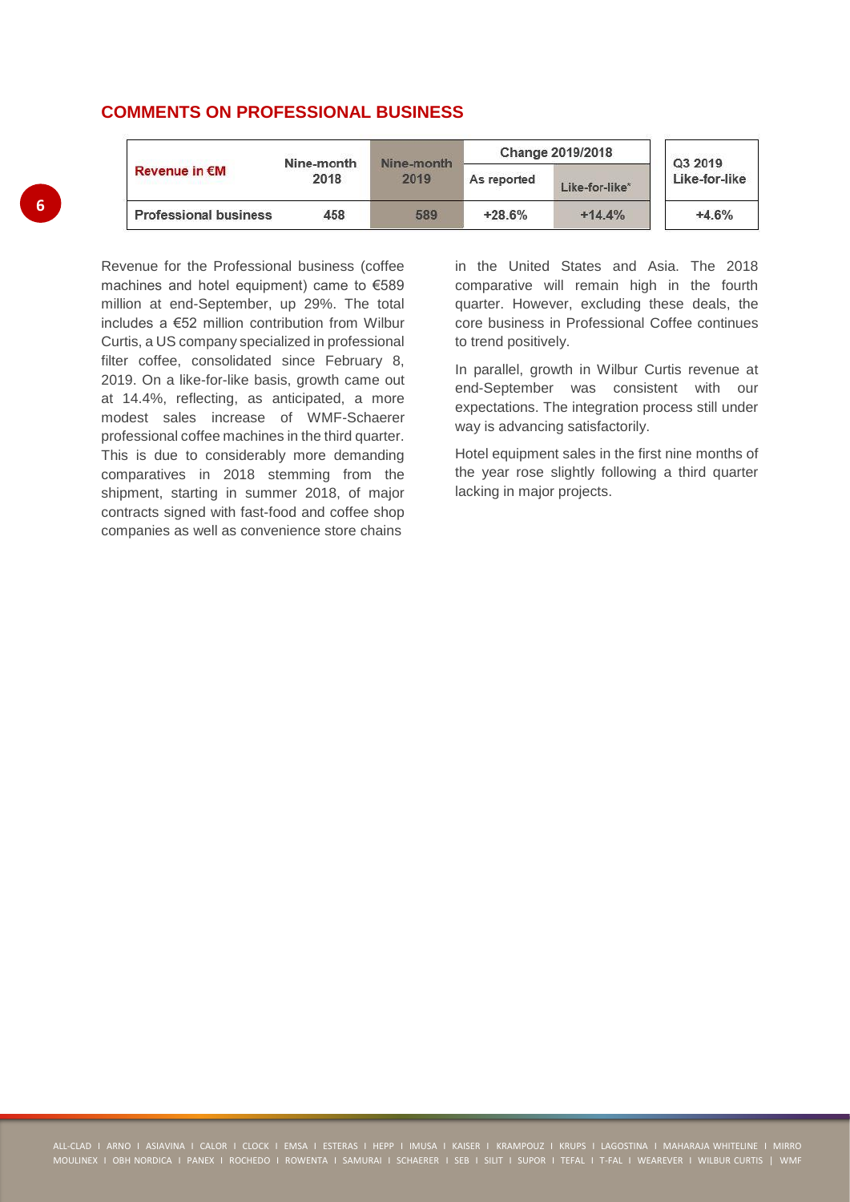## COMMENTS ON PROFESSIONAL BUSINESS

| Revenue in €M | Nine-month 2018 | Nine-month 2019 | Change 2019/2018 | | Q3 2019 Like-for-like |
|---|---|---|---|---|---|
| | | | As reported | Like-for-like* | |
| Professional business | 458 | 589 | +28.6% | +14.4% | +4.6% |

Revenue for the Professional business (coffee machines and hotel equipment) came to €589 million at end-September, up 29%. The total includes a €52 million contribution from Wilbur Curtis, a US company specialized in professional filter coffee, consolidated since February 8, 2019. On a like-for-like basis, growth came out at 14.4%, reflecting, as anticipated, a more modest sales increase of WMF-Schaerer professional coffee machines in the third quarter. This is due to considerably more demanding comparatives in 2018 stemming from the shipment, starting in summer 2018, of major contracts signed with fast-food and coffee shop companies as well as convenience store chains in the United States and Asia. The 2018 comparative will remain high in the fourth quarter. However, excluding these deals, the core business in Professional Coffee continues to trend positively.

In parallel, growth in Wilbur Curtis revenue at end-September was consistent with our expectations. The integration process still under way is advancing satisfactorily.

Hotel equipment sales in the first nine months of the year rose slightly following a third quarter lacking in major projects.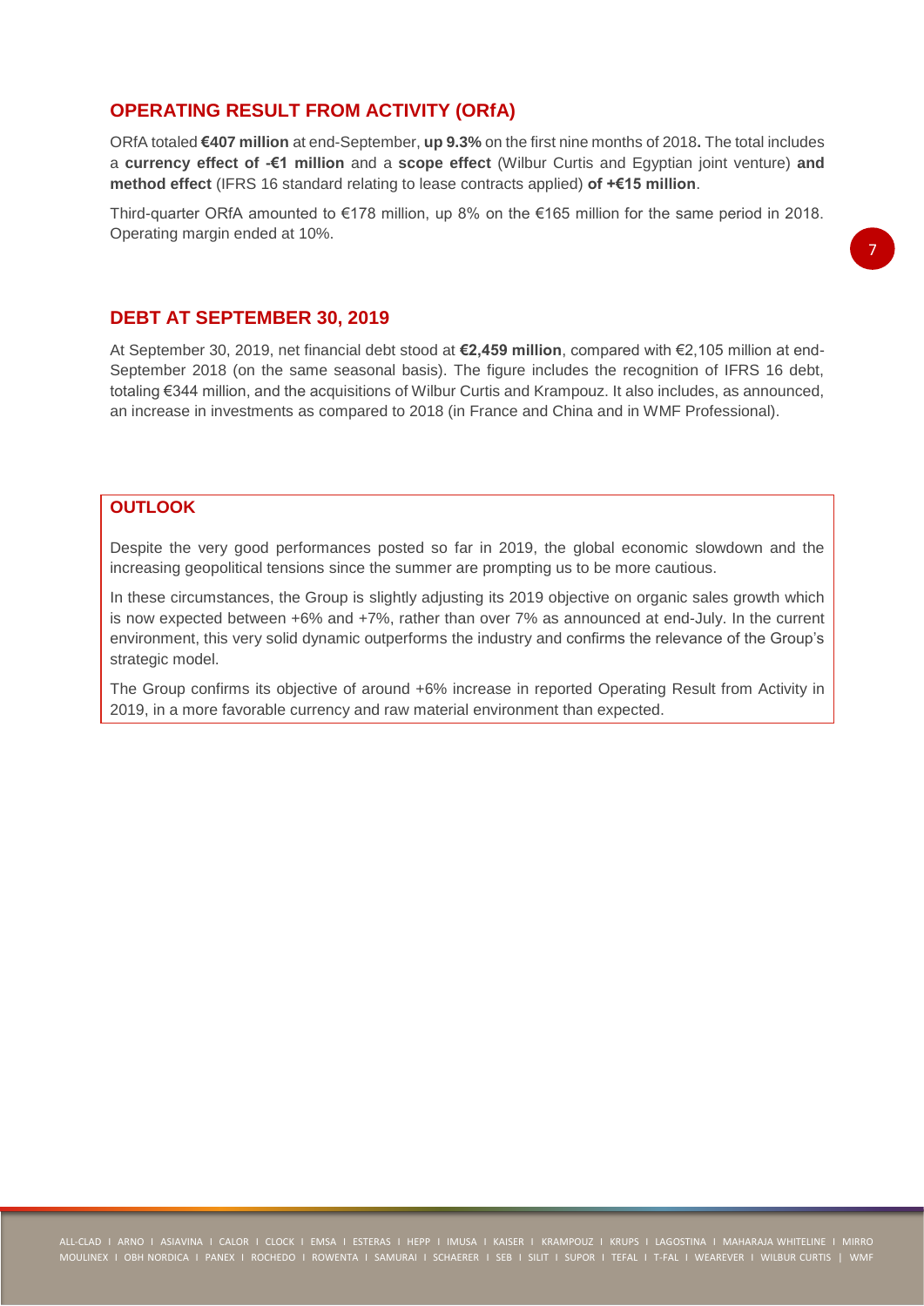## OPERATING RESULT FROM ACTIVITY (ORfA)

ORfA totaled **€407 million** at end-September, **up 9.3%** on the first nine months of 2018**.** The total includes a **currency effect of -€1 million** and a **scope effect** (Wilbur Curtis and Egyptian joint venture) **and method effect** (IFRS 16 standard relating to lease contracts applied) **of +€15 million**.

Third-quarter ORfA amounted to €178 million, up 8% on the €165 million for the same period in 2018. Operating margin ended at 10%.

## DEBT AT SEPTEMBER 30, 2019

At September 30, 2019, net financial debt stood at **€2,459 million**, compared with €2,105 million at end-September 2018 (on the same seasonal basis). The figure includes the recognition of IFRS 16 debt, totaling €344 million, and the acquisitions of Wilbur Curtis and Krampouz. It also includes, as announced, an increase in investments as compared to 2018 (in France and China and in WMF Professional).

## OUTLOOK

Despite the very good performances posted so far in 2019, the global economic slowdown and the increasing geopolitical tensions since the summer are prompting us to be more cautious.

In these circumstances, the Group is slightly adjusting its 2019 objective on organic sales growth which is now expected between +6% and +7%, rather than over 7% as announced at end-July. In the current environment, this very solid dynamic outperforms the industry and confirms the relevance of the Group's strategic model.

The Group confirms its objective of around +6% increase in reported Operating Result from Activity in 2019, in a more favorable currency and raw material environment than expected.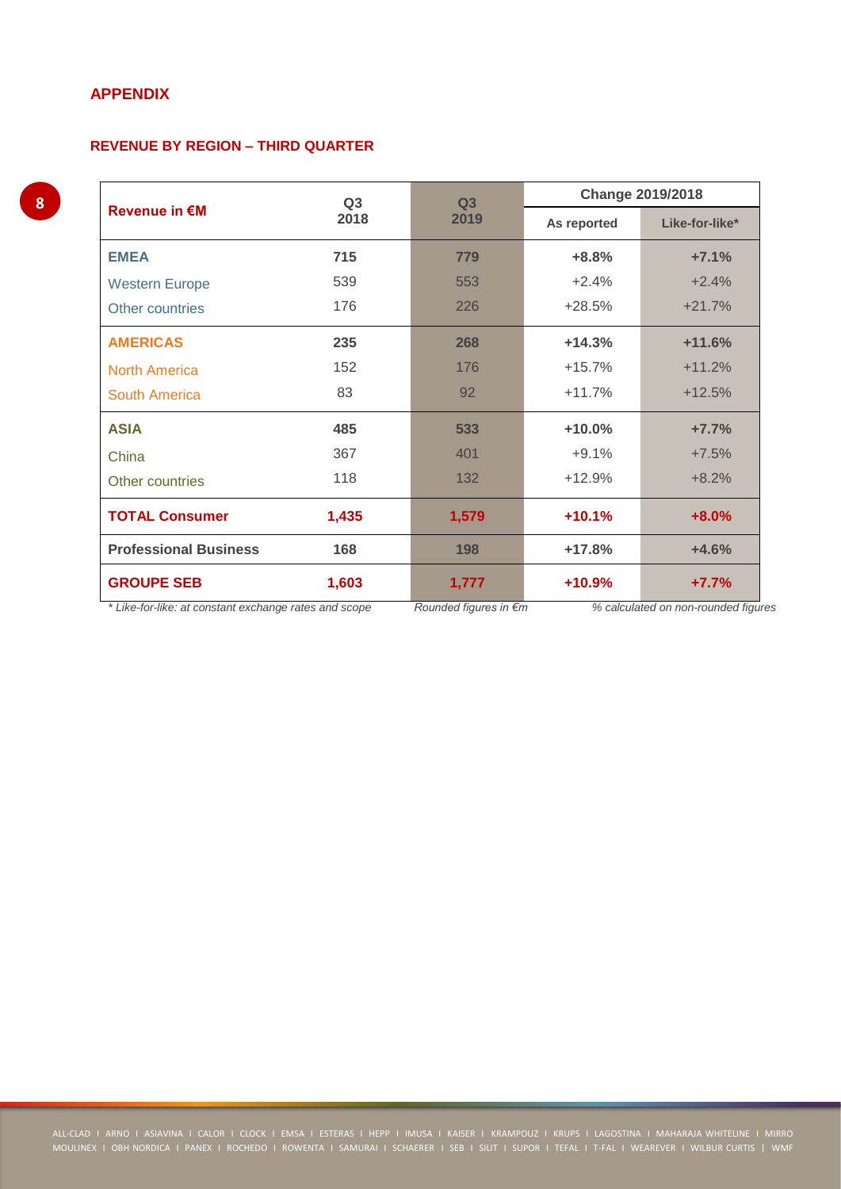## APPENDIX

### REVENUE BY REGION – THIRD QUARTER

| Revenue in €M | Q3 2018 | Q3 2019 | Change 2019/2018 | |
|---|---|---|---|---|
| | | | As reported | Like-for-like* |
| **EMEA** | **715** | **779** | **+8.8%** | **+7.1%** |
| Western Europe | 539 | 553 | +2.4% | +2.4% |
| Other countries | 176 | 226 | +28.5% | +21.7% |
| **AMERICAS** | **235** | **268** | **+14.3%** | **+11.6%** |
| North America | 152 | 176 | +15.7% | +11.2% |
| South America | 83 | 92 | +11.7% | +12.5% |
| **ASIA** | **485** | **533** | **+10.0%** | **+7.7%** |
| China | 367 | 401 | +9.1% | +7.5% |
| Other countries | 118 | 132 | +12.9% | +8.2% |
| **TOTAL Consumer** | **1,435** | **1,579** | **+10.1%** | **+8.0%** |
| **Professional Business** | **168** | **198** | **+17.8%** | **+4.6%** |
| **GROUPE SEB** | **1,603** | **1,777** | **+10.9%** | **+7.7%** |

*\* Like-for-like: at constant exchange rates and scope*   *Rounded figures in €m*   *% calculated on non-rounded figures*

ALL-CLAD I ARNO I ASIAVINA I CALOR I CLOCK I EMSA I ESTERAS I HEPP I IMUSA I KAISER I KRAMPOUZ I KRUPS I LAGOSTINA I MAHARAJA WHITELINE I MIRRO MOULINEX I OBH NORDICA I PANEX I ROCHEDO I ROWENTA I SAMURAI I SCHAERER I SEB I SILIT I SUPOR I TEFAL I T-FAL I WEAREVER I WILBUR CURTIS | WMF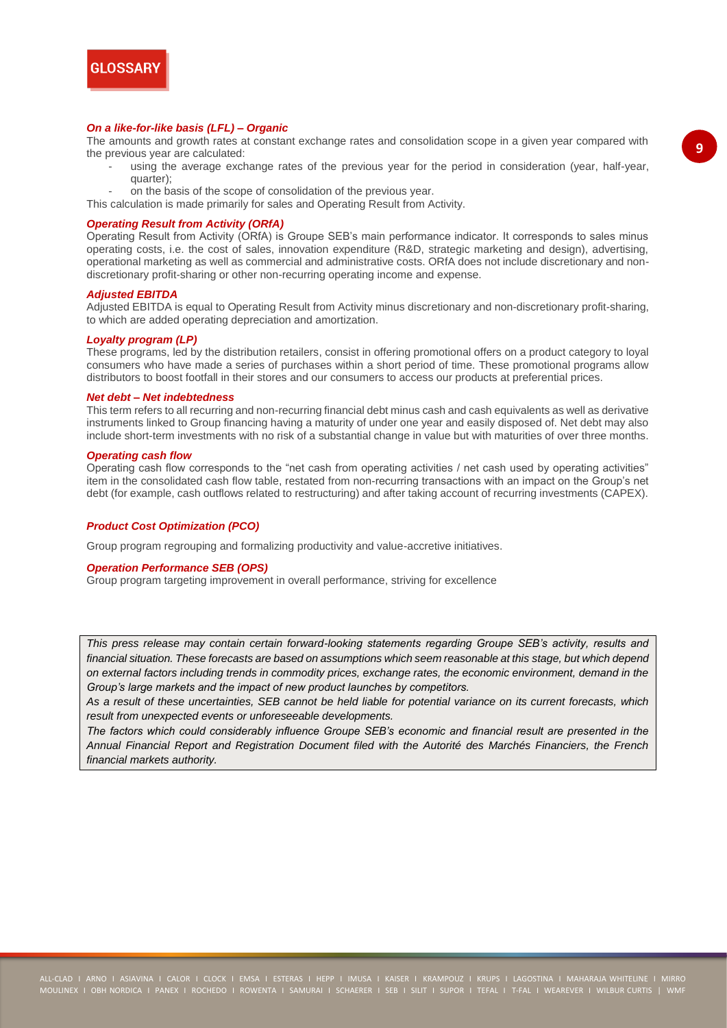# GLOSSARY

***On a like-for-like basis (LFL) – Organic***

The amounts and growth rates at constant exchange rates and consolidation scope in a given year compared with the previous year are calculated:

- using the average exchange rates of the previous year for the period in consideration (year, half-year, quarter);
- on the basis of the scope of consolidation of the previous year.

This calculation is made primarily for sales and Operating Result from Activity.

***Operating Result from Activity (ORfA)***

Operating Result from Activity (ORfA) is Groupe SEB's main performance indicator. It corresponds to sales minus operating costs, i.e. the cost of sales, innovation expenditure (R&D, strategic marketing and design), advertising, operational marketing as well as commercial and administrative costs. ORfA does not include discretionary and non-discretionary profit-sharing or other non-recurring operating income and expense.

***Adjusted EBITDA***

Adjusted EBITDA is equal to Operating Result from Activity minus discretionary and non-discretionary profit-sharing, to which are added operating depreciation and amortization.

***Loyalty program (LP)***

These programs, led by the distribution retailers, consist in offering promotional offers on a product category to loyal consumers who have made a series of purchases within a short period of time. These promotional programs allow distributors to boost footfall in their stores and our consumers to access our products at preferential prices.

***Net debt – Net indebtedness***

This term refers to all recurring and non-recurring financial debt minus cash and cash equivalents as well as derivative instruments linked to Group financing having a maturity of under one year and easily disposed of. Net debt may also include short-term investments with no risk of a substantial change in value but with maturities of over three months.

***Operating cash flow***

Operating cash flow corresponds to the "net cash from operating activities / net cash used by operating activities" item in the consolidated cash flow table, restated from non-recurring transactions with an impact on the Group's net debt (for example, cash outflows related to restructuring) and after taking account of recurring investments (CAPEX).

***Product Cost Optimization (PCO)***

Group program regrouping and formalizing productivity and value-accretive initiatives.

***Operation Performance SEB (OPS)***

Group program targeting improvement in overall performance, striving for excellence

*This press release may contain certain forward-looking statements regarding Groupe SEB's activity, results and financial situation. These forecasts are based on assumptions which seem reasonable at this stage, but which depend on external factors including trends in commodity prices, exchange rates, the economic environment, demand in the Group's large markets and the impact of new product launches by competitors.*

*As a result of these uncertainties, SEB cannot be held liable for potential variance on its current forecasts, which result from unexpected events or unforeseeable developments.*

*The factors which could considerably influence Groupe SEB's economic and financial result are presented in the Annual Financial Report and Registration Document filed with the Autorité des Marchés Financiers, the French financial markets authority.*

ALL-CLAD I ARNO I ASIAVINA I CALOR I CLOCK I EMSA I ESTERAS I HEPP I IMUSA I KAISER I KRAMPOUZ I KRUPS I LAGOSTINA I MAHARAJA WHITELINE I MIRRO
MOULINEX I OBH NORDICA I PANEX I ROCHEDO I ROWENTA I SAMURAI I SCHAERER I SEB I SILIT I SUPOR I TEFAL I T-FAL I WEAREVER I WILBUR CURTIS | WMF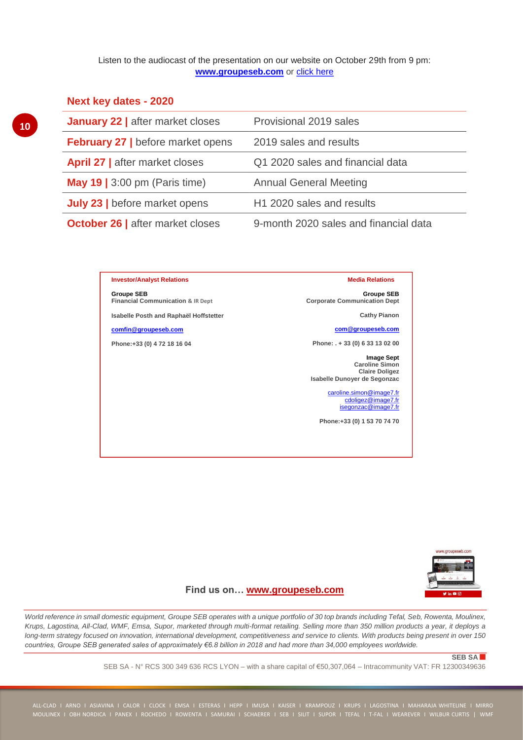Listen to the audiocast of the presentation on our website on October 29th from 9 pm:
**www.groupeseb.com** or click here

## Next key dates - 2020

| | |
|---|---|
| **January 22 \|** after market closes | Provisional 2019 sales |
| **February 27 \|** before market opens | 2019 sales and results |
| **April 27 \|** after market closes | Q1 2020 sales and financial data |
| **May 19 \|** 3:00 pm (Paris time) | Annual General Meeting |
| **July 23 \|** before market opens | H1 2020 sales and results |
| **October 26 \|** after market closes | 9-month 2020 sales and financial data |

**Investor/Analyst Relations**

**Groupe SEB**
**Financial Communication & IR Dept**

**Isabelle Posth and Raphaël Hoffstetter**

**comfin@groupeseb.com**

**Phone:+33 (0) 4 72 18 16 04**

**Media Relations**

**Groupe SEB**
**Corporate Communication Dept**

**Cathy Pianon**

**com@groupeseb.com**

**Phone: . + 33 (0) 6 33 13 02 00**

**Image Sept**
**Caroline Simon**
**Claire Doligez**
**Isabelle Dunoyer de Segonzac**

caroline.simon@image7.fr
cdoligez@image7.fr
isegonzac@image7.fr

**Phone:+33 (0) 1 53 70 74 70**

**Find us on… www.groupeseb.com**

*World reference in small domestic equipment, Groupe SEB operates with a unique portfolio of 30 top brands including Tefal, Seb, Rowenta, Moulinex, Krups, Lagostina, All-Clad, WMF, Emsa, Supor, marketed through multi-format retailing. Selling more than 350 million products a year, it deploys a long-term strategy focused on innovation, international development, competitiveness and service to clients. With products being present in over 150 countries, Groupe SEB generated sales of approximately €6.8 billion in 2018 and had more than 34,000 employees worldwide.*

**SEB SA**

SEB SA - N° RCS 300 349 636 RCS LYON – with a share capital of €50,307,064 – Intracommunity VAT: FR 12300349636

ALL-CLAD I ARNO I ASIAVINA I CALOR I CLOCK I EMSA I ESTERAS I HEPP I IMUSA I KAISER I KRAMPOUZ I KRUPS I LAGOSTINA I MAHARAJA WHITELINE I MIRRO
MOULINEX I OBH NORDICA I PANEX I ROCHEDO I ROWENTA I SAMURAI I SCHAERER I SEB I SILIT I SUPOR I TEFAL I T-FAL I WEAREVER I WILBUR CURTIS | WMF